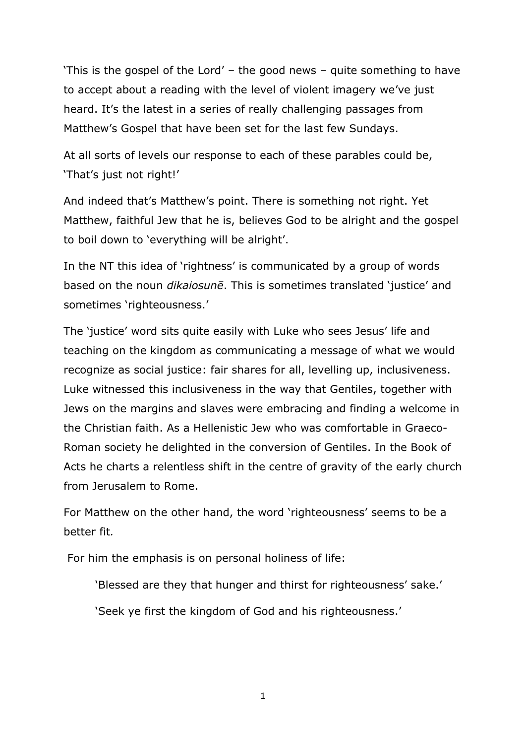'This is the gospel of the Lord' – the good news – quite something to have to accept about a reading with the level of violent imagery we've just heard. It's the latest in a series of really challenging passages from Matthew's Gospel that have been set for the last few Sundays.

At all sorts of levels our response to each of these parables could be, 'That's just not right!'

And indeed that's Matthew's point. There is something not right. Yet Matthew, faithful Jew that he is, believes God to be alright and the gospel to boil down to 'everything will be alright'.

In the NT this idea of 'rightness' is communicated by a group of words based on the noun *dikaiosunē*. This is sometimes translated 'justice' and sometimes 'righteousness.'

The 'justice' word sits quite easily with Luke who sees Jesus' life and teaching on the kingdom as communicating a message of what we would recognize as social justice: fair shares for all, levelling up, inclusiveness. Luke witnessed this inclusiveness in the way that Gentiles, together with Jews on the margins and slaves were embracing and finding a welcome in the Christian faith. As a Hellenistic Jew who was comfortable in Graeco-Roman society he delighted in the conversion of Gentiles. In the Book of Acts he charts a relentless shift in the centre of gravity of the early church from Jerusalem to Rome.

For Matthew on the other hand, the word 'righteousness' seems to be a better fit.

For him the emphasis is on personal holiness of life:

> 'Blessed are they that hunger and thirst for righteousness' sake.'
>
> 'Seek ye first the kingdom of God and his righteousness.'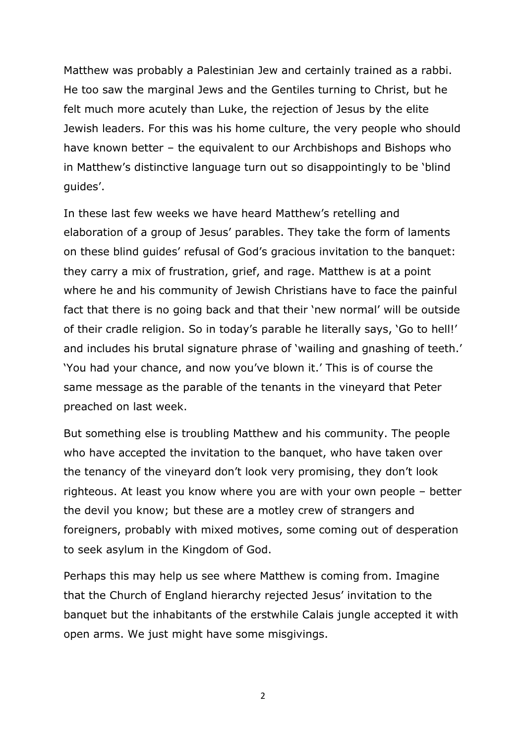Matthew was probably a Palestinian Jew and certainly trained as a rabbi. He too saw the marginal Jews and the Gentiles turning to Christ, but he felt much more acutely than Luke, the rejection of Jesus by the elite Jewish leaders. For this was his home culture, the very people who should have known better – the equivalent to our Archbishops and Bishops who in Matthew's distinctive language turn out so disappointingly to be 'blind guides'.

In these last few weeks we have heard Matthew's retelling and elaboration of a group of Jesus' parables. They take the form of laments on these blind guides' refusal of God's gracious invitation to the banquet: they carry a mix of frustration, grief, and rage. Matthew is at a point where he and his community of Jewish Christians have to face the painful fact that there is no going back and that their 'new normal' will be outside of their cradle religion. So in today's parable he literally says, 'Go to hell!' and includes his brutal signature phrase of 'wailing and gnashing of teeth.' 'You had your chance, and now you've blown it.' This is of course the same message as the parable of the tenants in the vineyard that Peter preached on last week.

But something else is troubling Matthew and his community. The people who have accepted the invitation to the banquet, who have taken over the tenancy of the vineyard don't look very promising, they don't look righteous. At least you know where you are with your own people – better the devil you know; but these are a motley crew of strangers and foreigners, probably with mixed motives, some coming out of desperation to seek asylum in the Kingdom of God.

Perhaps this may help us see where Matthew is coming from. Imagine that the Church of England hierarchy rejected Jesus' invitation to the banquet but the inhabitants of the erstwhile Calais jungle accepted it with open arms. We just might have some misgivings.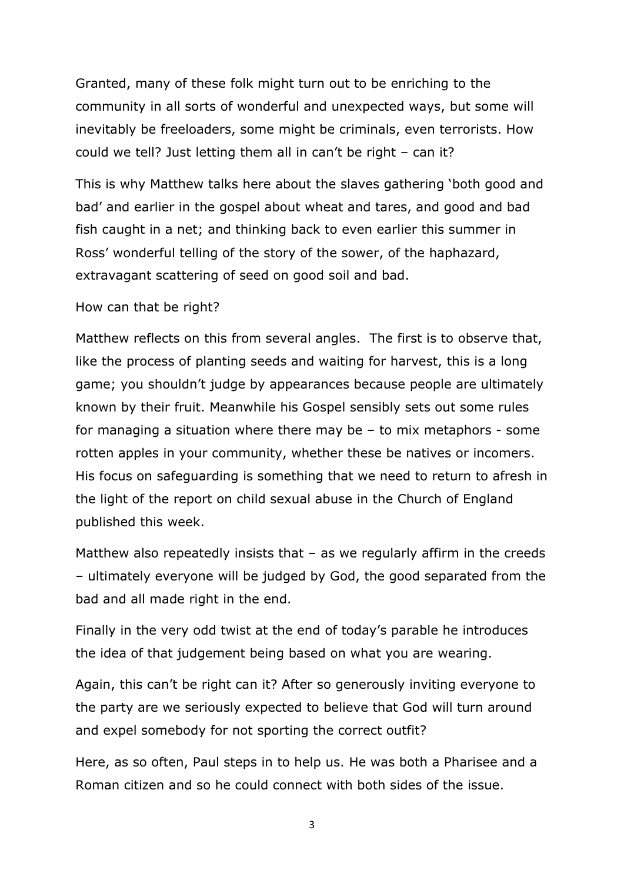Granted, many of these folk might turn out to be enriching to the community in all sorts of wonderful and unexpected ways, but some will inevitably be freeloaders, some might be criminals, even terrorists. How could we tell? Just letting them all in can't be right – can it?

This is why Matthew talks here about the slaves gathering 'both good and bad' and earlier in the gospel about wheat and tares, and good and bad fish caught in a net; and thinking back to even earlier this summer in Ross' wonderful telling of the story of the sower, of the haphazard, extravagant scattering of seed on good soil and bad.

How can that be right?

Matthew reflects on this from several angles. The first is to observe that, like the process of planting seeds and waiting for harvest, this is a long game; you shouldn't judge by appearances because people are ultimately known by their fruit. Meanwhile his Gospel sensibly sets out some rules for managing a situation where there may be – to mix metaphors - some rotten apples in your community, whether these be natives or incomers. His focus on safeguarding is something that we need to return to afresh in the light of the report on child sexual abuse in the Church of England published this week.

Matthew also repeatedly insists that – as we regularly affirm in the creeds – ultimately everyone will be judged by God, the good separated from the bad and all made right in the end.

Finally in the very odd twist at the end of today's parable he introduces the idea of that judgement being based on what you are wearing.

Again, this can't be right can it? After so generously inviting everyone to the party are we seriously expected to believe that God will turn around and expel somebody for not sporting the correct outfit?

Here, as so often, Paul steps in to help us. He was both a Pharisee and a Roman citizen and so he could connect with both sides of the issue.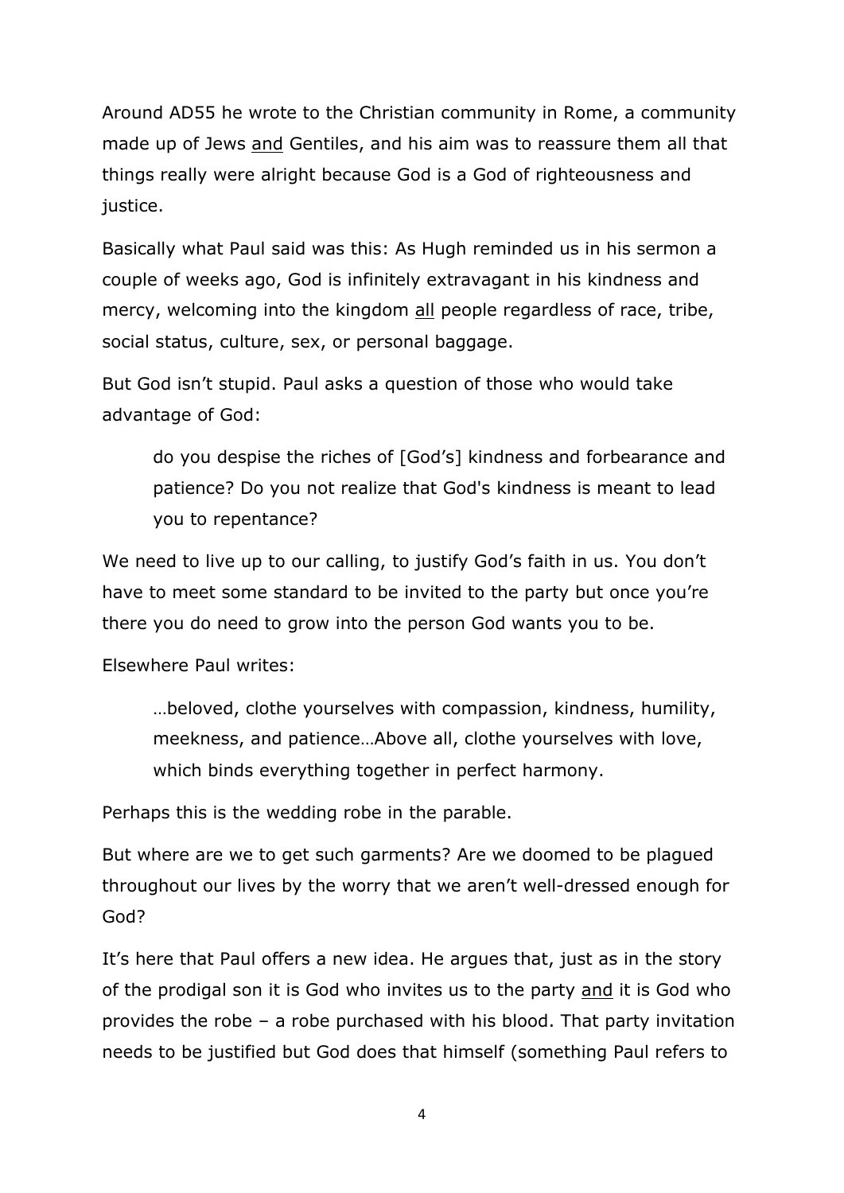Around AD55 he wrote to the Christian community in Rome, a community made up of Jews <u>and</u> Gentiles, and his aim was to reassure them all that things really were alright because God is a God of righteousness and justice.

Basically what Paul said was this: As Hugh reminded us in his sermon a couple of weeks ago, God is infinitely extravagant in his kindness and mercy, welcoming into the kingdom <u>all</u> people regardless of race, tribe, social status, culture, sex, or personal baggage.

But God isn't stupid. Paul asks a question of those who would take advantage of God:

> do you despise the riches of [God's] kindness and forbearance and patience? Do you not realize that God's kindness is meant to lead you to repentance?

We need to live up to our calling, to justify God's faith in us. You don't have to meet some standard to be invited to the party but once you're there you do need to grow into the person God wants you to be.

Elsewhere Paul writes:

> …beloved, clothe yourselves with compassion, kindness, humility, meekness, and patience…Above all, clothe yourselves with love, which binds everything together in perfect harmony.

Perhaps this is the wedding robe in the parable.

But where are we to get such garments? Are we doomed to be plagued throughout our lives by the worry that we aren't well-dressed enough for God?

It's here that Paul offers a new idea. He argues that, just as in the story of the prodigal son it is God who invites us to the party <u>and</u> it is God who provides the robe – a robe purchased with his blood. That party invitation needs to be justified but God does that himself (something Paul refers to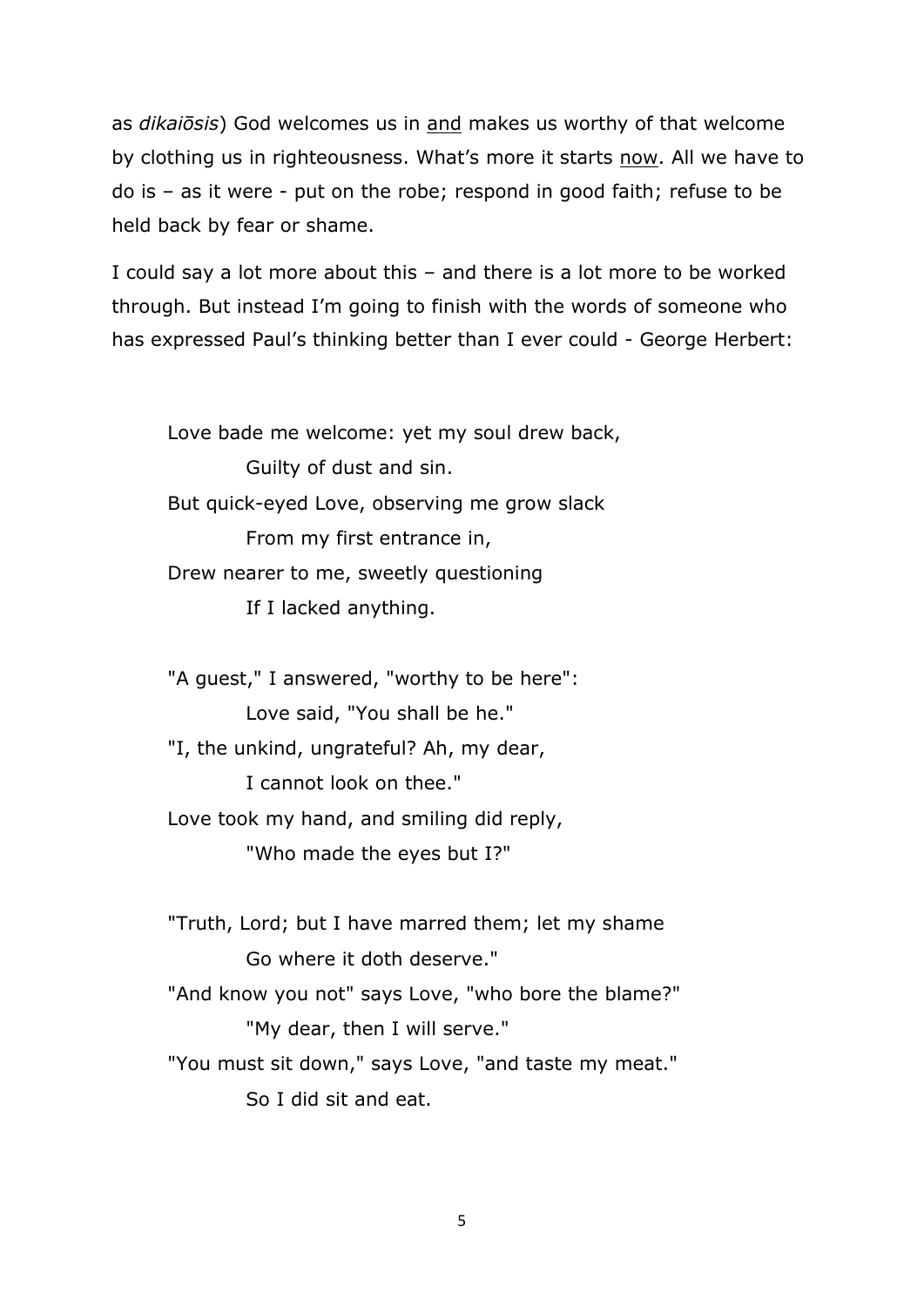as *dikaiōsis*) God welcomes us in <u>and</u> makes us worthy of that welcome by clothing us in righteousness. What's more it starts <u>now</u>. All we have to do is – as it were - put on the robe; respond in good faith; refuse to be held back by fear or shame.

I could say a lot more about this – and there is a lot more to be worked through. But instead I'm going to finish with the words of someone who has expressed Paul's thinking better than I ever could - George Herbert:

> Love bade me welcome: yet my soul drew back,
> Guilty of dust and sin.
> But quick-eyed Love, observing me grow slack
> From my first entrance in,
> Drew nearer to me, sweetly questioning
> If I lacked anything.
>
> "A guest," I answered, "worthy to be here":
> Love said, "You shall be he."
> "I, the unkind, ungrateful? Ah, my dear,
> I cannot look on thee."
> Love took my hand, and smiling did reply,
> "Who made the eyes but I?"
>
> "Truth, Lord; but I have marred them; let my shame
> Go where it doth deserve."
> "And know you not" says Love, "who bore the blame?"
> "My dear, then I will serve."
> "You must sit down," says Love, "and taste my meat."
> So I did sit and eat.